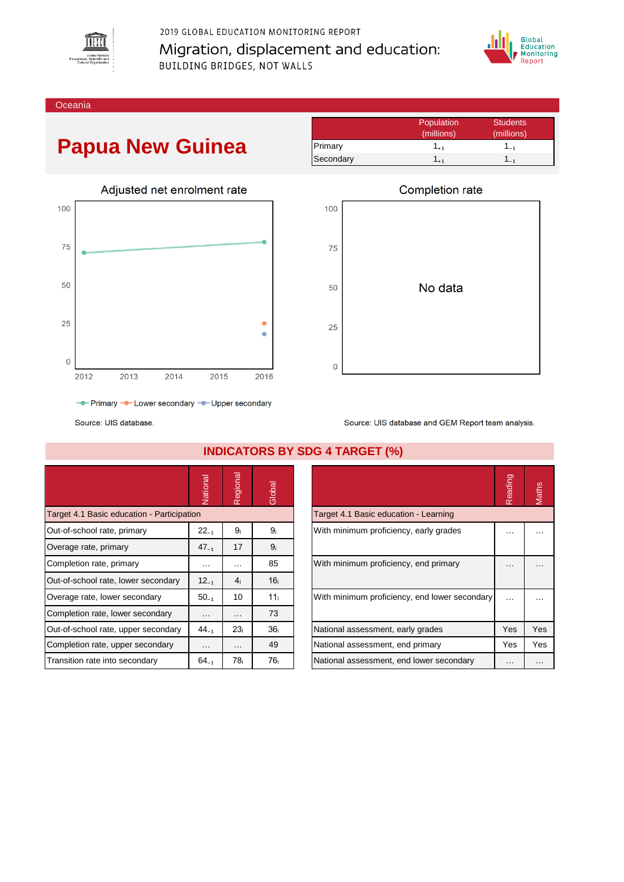2019 GLOBAL EDUCATION MONITORING REPORT

Migration, displacement and education:

BUILDING BRIDGES, NOT WALLS

Oceania

# Papua New Guinea

| | Population (millions) | Students (millions) |
|---|---|---|
| Primary | $1_{+1}$ | $1_{-1}$ |
| Secondary | $1_{+1}$ | $1_{-1}$ |

## Adjusted net enrolment rate

Primary, Lower secondary, Upper secondary (2012–2016)

Source: UIS database.

## Completion rate

No data

Source: UIS database and GEM Report team analysis.

## INDICATORS BY SDG 4 TARGET (%)

| | National | Regional | Global |
|---|---|---|---|
| **Target 4.1 Basic education - Participation** | | | |
| Out-of-school rate, primary | $22_{-1}$ | $9_{i}$ | $9_{i}$ |
| Overage rate, primary | $47_{-1}$ | 17 | $9_{i}$ |
| Completion rate, primary | … | … | 85 |
| Out-of-school rate, lower secondary | $12_{-1}$ | $4_{i}$ | $16_{i}$ |
| Overage rate, lower secondary | $50_{-1}$ | 10 | $11_{i}$ |
| Completion rate, lower secondary | … | … | 73 |
| Out-of-school rate, upper secondary | $44_{-1}$ | $23_{i}$ | $36_{i}$ |
| Completion rate, upper secondary | … | … | 49 |
| Transition rate into secondary | $64_{-1}$ | $78_{i}$ | $76_{i}$ |

| | Reading | Maths |
|---|---|---|
| **Target 4.1 Basic education - Learning** | | |
| With minimum proficiency, early grades | … | … |
| With minimum proficiency, end primary | … | … |
| With minimum proficiency, end lower secondary | … | … |
| National assessment, early grades | Yes | Yes |
| National assessment, end primary | Yes | Yes |
| National assessment, end lower secondary | … | … |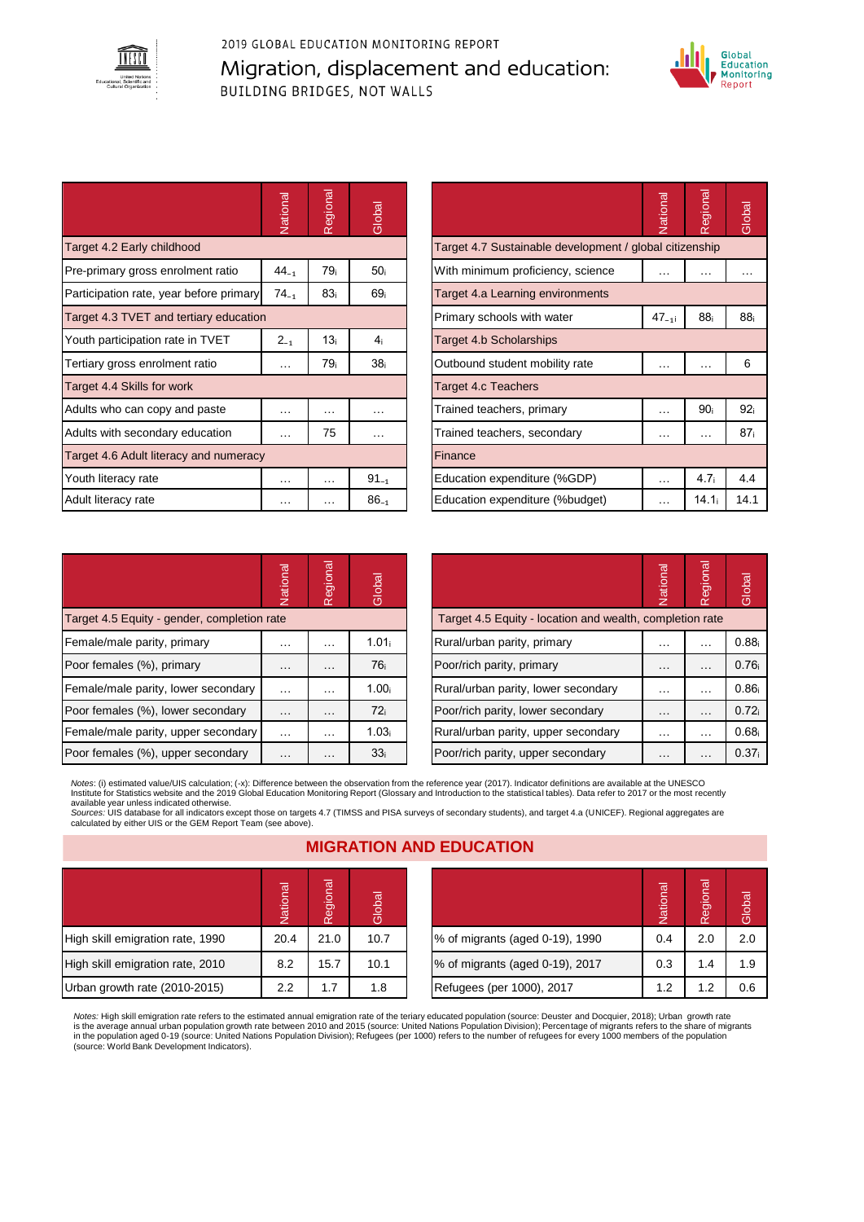2019 GLOBAL EDUCATION MONITORING REPORT

# Migration, displacement and education:

BUILDING BRIDGES, NOT WALLS

| | National | Regional | Global |
|---|---|---|---|
| **Target 4.2 Early childhood** | | | |
| Pre-primary gross enrolment ratio | $44_{-1}$ | $79_{i}$ | $50_{i}$ |
| Participation rate, year before primary | $74_{-1}$ | $83_{i}$ | $69_{i}$ |
| **Target 4.3 TVET and tertiary education** | | | |
| Youth participation rate in TVET | $2_{-1}$ | $13_{i}$ | $4_{i}$ |
| Tertiary gross enrolment ratio | … | $79_{i}$ | $38_{i}$ |
| **Target 4.4 Skills for work** | | | |
| Adults who can copy and paste | … | … | … |
| Adults with secondary education | … | 75 | … |
| **Target 4.6 Adult literacy and numeracy** | | | |
| Youth literacy rate | … | … | $91_{-1}$ |
| Adult literacy rate | … | … | $86_{-1}$ |

| | National | Regional | Global |
|---|---|---|---|
| **Target 4.7 Sustainable development / global citizenship** | | | |
| With minimum proficiency, science | … | … | … |
| **Target 4.a Learning environments** | | | |
| Primary schools with water | $47_{-1i}$ | $88_{i}$ | $88_{i}$ |
| **Target 4.b Scholarships** | | | |
| Outbound student mobility rate | … | … | 6 |
| **Target 4.c Teachers** | | | |
| Trained teachers, primary | … | $90_{i}$ | $92_{i}$ |
| Trained teachers, secondary | … | … | $87_{i}$ |
| **Finance** | | | |
| Education expenditure (%GDP) | … | $4.7_{i}$ | 4.4 |
| Education expenditure (%budget) | … | $14.1_{i}$ | 14.1 |

| | National | Regional | Global |
|---|---|---|---|
| **Target 4.5 Equity - gender, completion rate** | | | |
| Female/male parity, primary | … | … | $1.01_{i}$ |
| Poor females (%), primary | … | … | $76_{i}$ |
| Female/male parity, lower secondary | … | … | $1.00_{i}$ |
| Poor females (%), lower secondary | … | … | $72_{i}$ |
| Female/male parity, upper secondary | … | … | $1.03_{i}$ |
| Poor females (%), upper secondary | … | … | $33_{i}$ |

| | National | Regional | Global |
|---|---|---|---|
| **Target 4.5 Equity - location and wealth, completion rate** | | | |
| Rural/urban parity, primary | … | … | $0.88_{i}$ |
| Poor/rich parity, primary | … | … | $0.76_{i}$ |
| Rural/urban parity, lower secondary | … | … | $0.86_{i}$ |
| Poor/rich parity, lower secondary | … | … | $0.72_{i}$ |
| Rural/urban parity, upper secondary | … | … | $0.68_{i}$ |
| Poor/rich parity, upper secondary | … | … | $0.37_{i}$ |

*Notes*: (i) estimated value/UIS calculation; (-x): Difference between the observation from the reference year (2017). Indicator definitions are available at the UNESCO Institute for Statistics website and the 2019 Global Education Monitoring Report (Glossary and Introduction to the statistical tables). Data refer to 2017 or the most recently available year unless indicated otherwise.
*Sources:* UIS database for all indicators except those on targets 4.7 (TIMSS and PISA surveys of secondary students), and target 4.a (UNICEF). Regional aggregates are calculated by either UIS or the GEM Report Team (see above).

## MIGRATION AND EDUCATION

| | National | Regional | Global |
|---|---|---|---|
| High skill emigration rate, 1990 | 20.4 | 21.0 | 10.7 |
| High skill emigration rate, 2010 | 8.2 | 15.7 | 10.1 |
| Urban growth rate (2010-2015) | 2.2 | 1.7 | 1.8 |

| | National | Regional | Global |
|---|---|---|---|
| % of migrants (aged 0-19), 1990 | 0.4 | 2.0 | 2.0 |
| % of migrants (aged 0-19), 2017 | 0.3 | 1.4 | 1.9 |
| Refugees (per 1000), 2017 | 1.2 | 1.2 | 0.6 |

*Notes:* High skill emigration rate refers to the estimated annual emigration rate of the teriary educated population (source: Deuster and Docquier, 2018); Urban growth rate is the average annual urban population growth rate between 2010 and 2015 (source: United Nations Population Division); Percentage of migrants refers to the share of migrants in the population aged 0-19 (source: United Nations Population Division); Refugees (per 1000) refers to the number of refugees for every 1000 members of the population (source: World Bank Development Indicators).